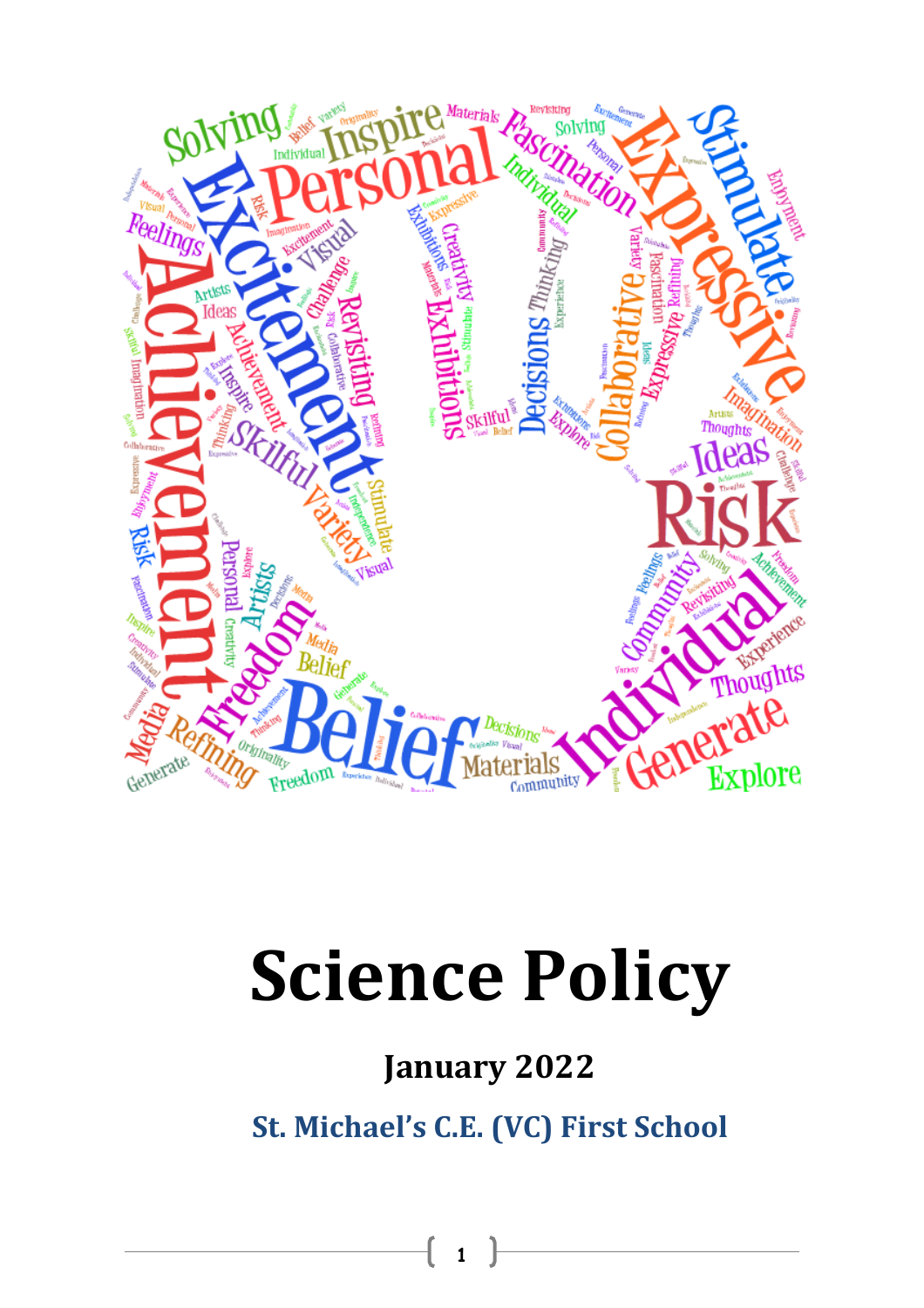# Science Policy

## January 2022

## St. Michael's C.E. (VC) First School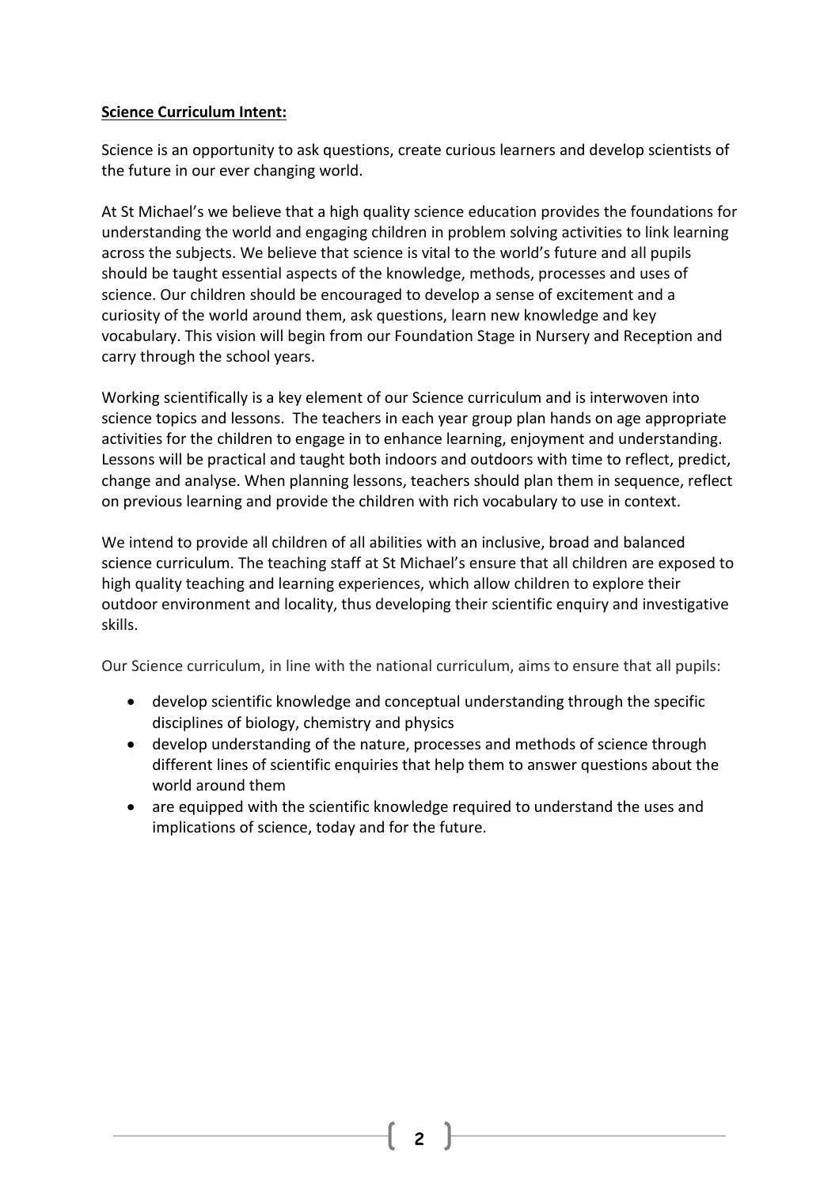**Science Curriculum Intent:**

Science is an opportunity to ask questions, create curious learners and develop scientists of the future in our ever changing world.

At St Michael's we believe that a high quality science education provides the foundations for understanding the world and engaging children in problem solving activities to link learning across the subjects. We believe that science is vital to the world's future and all pupils should be taught essential aspects of the knowledge, methods, processes and uses of science. Our children should be encouraged to develop a sense of excitement and a curiosity of the world around them, ask questions, learn new knowledge and key vocabulary. This vision will begin from our Foundation Stage in Nursery and Reception and carry through the school years.

Working scientifically is a key element of our Science curriculum and is interwoven into science topics and lessons. The teachers in each year group plan hands on age appropriate activities for the children to engage in to enhance learning, enjoyment and understanding. Lessons will be practical and taught both indoors and outdoors with time to reflect, predict, change and analyse. When planning lessons, teachers should plan them in sequence, reflect on previous learning and provide the children with rich vocabulary to use in context.

We intend to provide all children of all abilities with an inclusive, broad and balanced science curriculum. The teaching staff at St Michael's ensure that all children are exposed to high quality teaching and learning experiences, which allow children to explore their outdoor environment and locality, thus developing their scientific enquiry and investigative skills.

Our Science curriculum, in line with the national curriculum, aims to ensure that all pupils:

- develop scientific knowledge and conceptual understanding through the specific disciplines of biology, chemistry and physics
- develop understanding of the nature, processes and methods of science through different lines of scientific enquiries that help them to answer questions about the world around them
- are equipped with the scientific knowledge required to understand the uses and implications of science, today and for the future.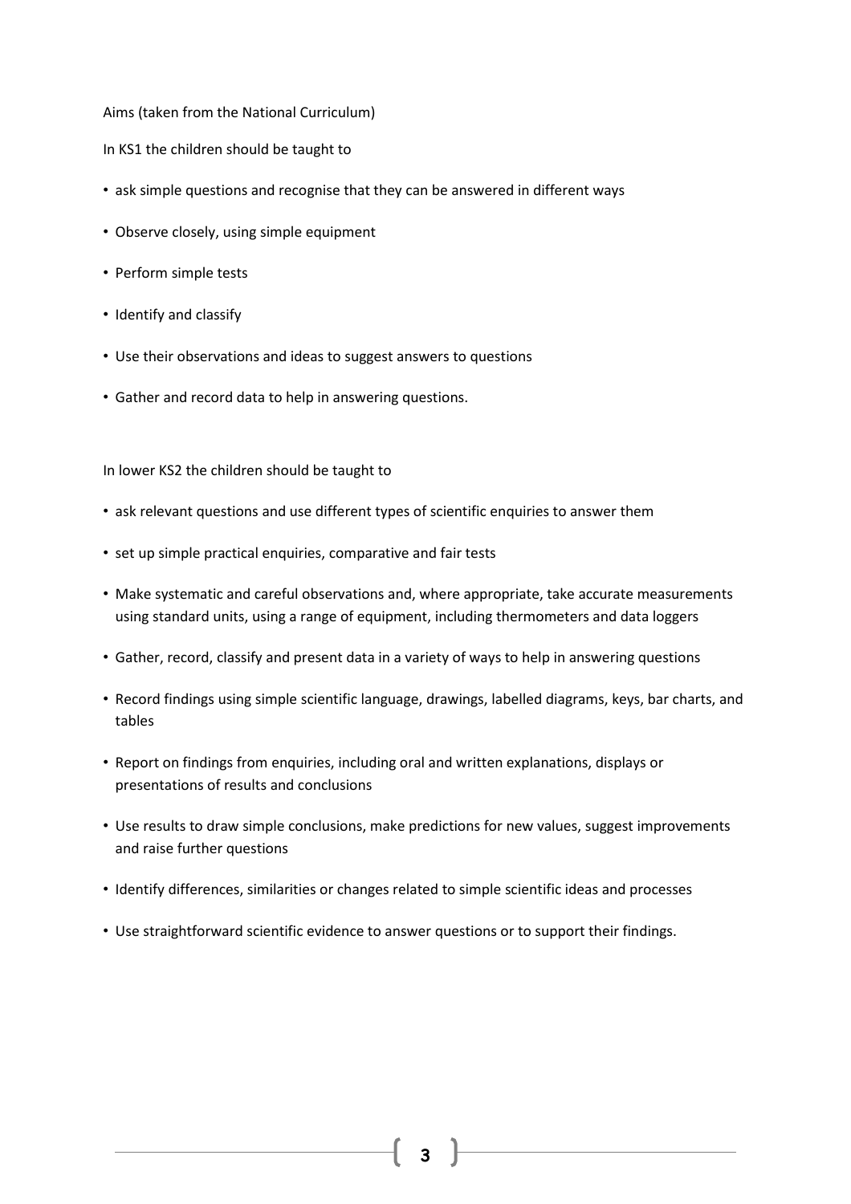Aims (taken from the National Curriculum)

In KS1 the children should be taught to

- ask simple questions and recognise that they can be answered in different ways
- Observe closely, using simple equipment
- Perform simple tests
- Identify and classify
- Use their observations and ideas to suggest answers to questions
- Gather and record data to help in answering questions.

In lower KS2 the children should be taught to

- ask relevant questions and use different types of scientific enquiries to answer them
- set up simple practical enquiries, comparative and fair tests
- Make systematic and careful observations and, where appropriate, take accurate measurements using standard units, using a range of equipment, including thermometers and data loggers
- Gather, record, classify and present data in a variety of ways to help in answering questions
- Record findings using simple scientific language, drawings, labelled diagrams, keys, bar charts, and tables
- Report on findings from enquiries, including oral and written explanations, displays or presentations of results and conclusions
- Use results to draw simple conclusions, make predictions for new values, suggest improvements and raise further questions
- Identify differences, similarities or changes related to simple scientific ideas and processes
- Use straightforward scientific evidence to answer questions or to support their findings.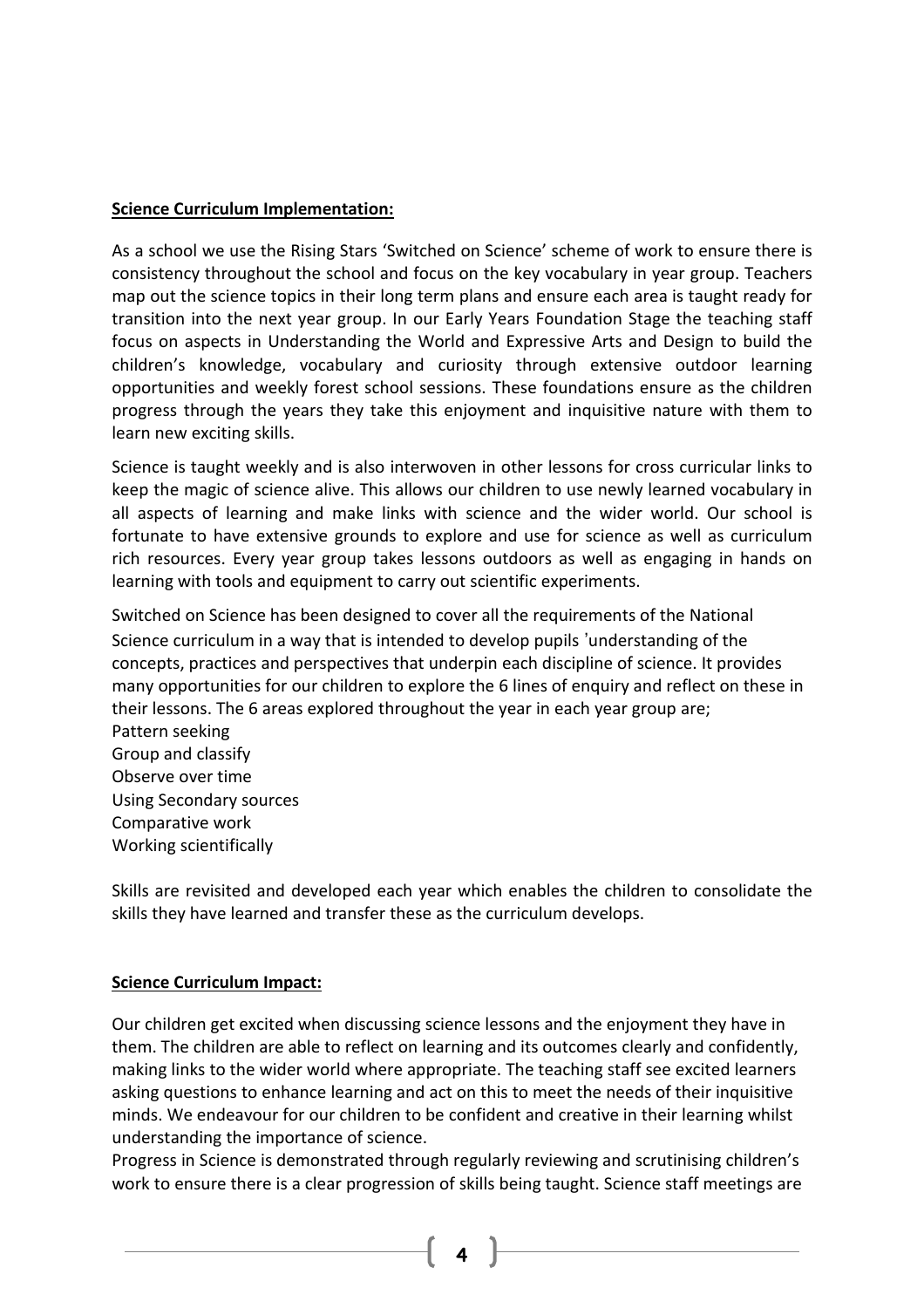**Science Curriculum Implementation:**

As a school we use the Rising Stars 'Switched on Science' scheme of work to ensure there is consistency throughout the school and focus on the key vocabulary in year group. Teachers map out the science topics in their long term plans and ensure each area is taught ready for transition into the next year group. In our Early Years Foundation Stage the teaching staff focus on aspects in Understanding the World and Expressive Arts and Design to build the children's knowledge, vocabulary and curiosity through extensive outdoor learning opportunities and weekly forest school sessions. These foundations ensure as the children progress through the years they take this enjoyment and inquisitive nature with them to learn new exciting skills.

Science is taught weekly and is also interwoven in other lessons for cross curricular links to keep the magic of science alive. This allows our children to use newly learned vocabulary in all aspects of learning and make links with science and the wider world. Our school is fortunate to have extensive grounds to explore and use for science as well as curriculum rich resources. Every year group takes lessons outdoors as well as engaging in hands on learning with tools and equipment to carry out scientific experiments.

Switched on Science has been designed to cover all the requirements of the National Science curriculum in a way that is intended to develop pupils 'understanding of the concepts, practices and perspectives that underpin each discipline of science. It provides many opportunities for our children to explore the 6 lines of enquiry and reflect on these in their lessons. The 6 areas explored throughout the year in each year group are;
Pattern seeking
Group and classify
Observe over time
Using Secondary sources
Comparative work
Working scientifically

Skills are revisited and developed each year which enables the children to consolidate the skills they have learned and transfer these as the curriculum develops.

**Science Curriculum Impact:**

Our children get excited when discussing science lessons and the enjoyment they have in them. The children are able to reflect on learning and its outcomes clearly and confidently, making links to the wider world where appropriate. The teaching staff see excited learners asking questions to enhance learning and act on this to meet the needs of their inquisitive minds. We endeavour for our children to be confident and creative in their learning whilst understanding the importance of science.
Progress in Science is demonstrated through regularly reviewing and scrutinising children's work to ensure there is a clear progression of skills being taught. Science staff meetings are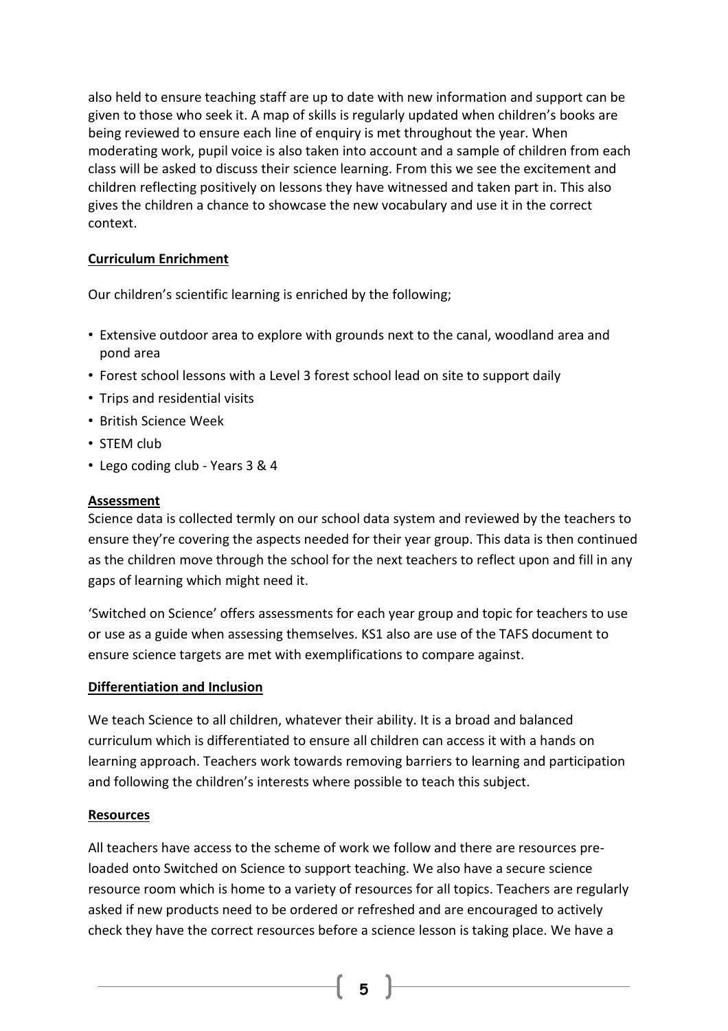also held to ensure teaching staff are up to date with new information and support can be given to those who seek it. A map of skills is regularly updated when children's books are being reviewed to ensure each line of enquiry is met throughout the year. When moderating work, pupil voice is also taken into account and a sample of children from each class will be asked to discuss their science learning. From this we see the excitement and children reflecting positively on lessons they have witnessed and taken part in. This also gives the children a chance to showcase the new vocabulary and use it in the correct context.

**Curriculum Enrichment**

Our children's scientific learning is enriched by the following;

- Extensive outdoor area to explore with grounds next to the canal, woodland area and pond area
- Forest school lessons with a Level 3 forest school lead on site to support daily
- Trips and residential visits
- British Science Week
- STEM club
- Lego coding club - Years 3 & 4

**Assessment**

Science data is collected termly on our school data system and reviewed by the teachers to ensure they're covering the aspects needed for their year group. This data is then continued as the children move through the school for the next teachers to reflect upon and fill in any gaps of learning which might need it.

'Switched on Science' offers assessments for each year group and topic for teachers to use or use as a guide when assessing themselves. KS1 also are use of the TAFS document to ensure science targets are met with exemplifications to compare against.

**Differentiation and Inclusion**

We teach Science to all children, whatever their ability. It is a broad and balanced curriculum which is differentiated to ensure all children can access it with a hands on learning approach. Teachers work towards removing barriers to learning and participation and following the children's interests where possible to teach this subject.

**Resources**

All teachers have access to the scheme of work we follow and there are resources pre-loaded onto Switched on Science to support teaching. We also have a secure science resource room which is home to a variety of resources for all topics. Teachers are regularly asked if new products need to be ordered or refreshed and are encouraged to actively check they have the correct resources before a science lesson is taking place. We have a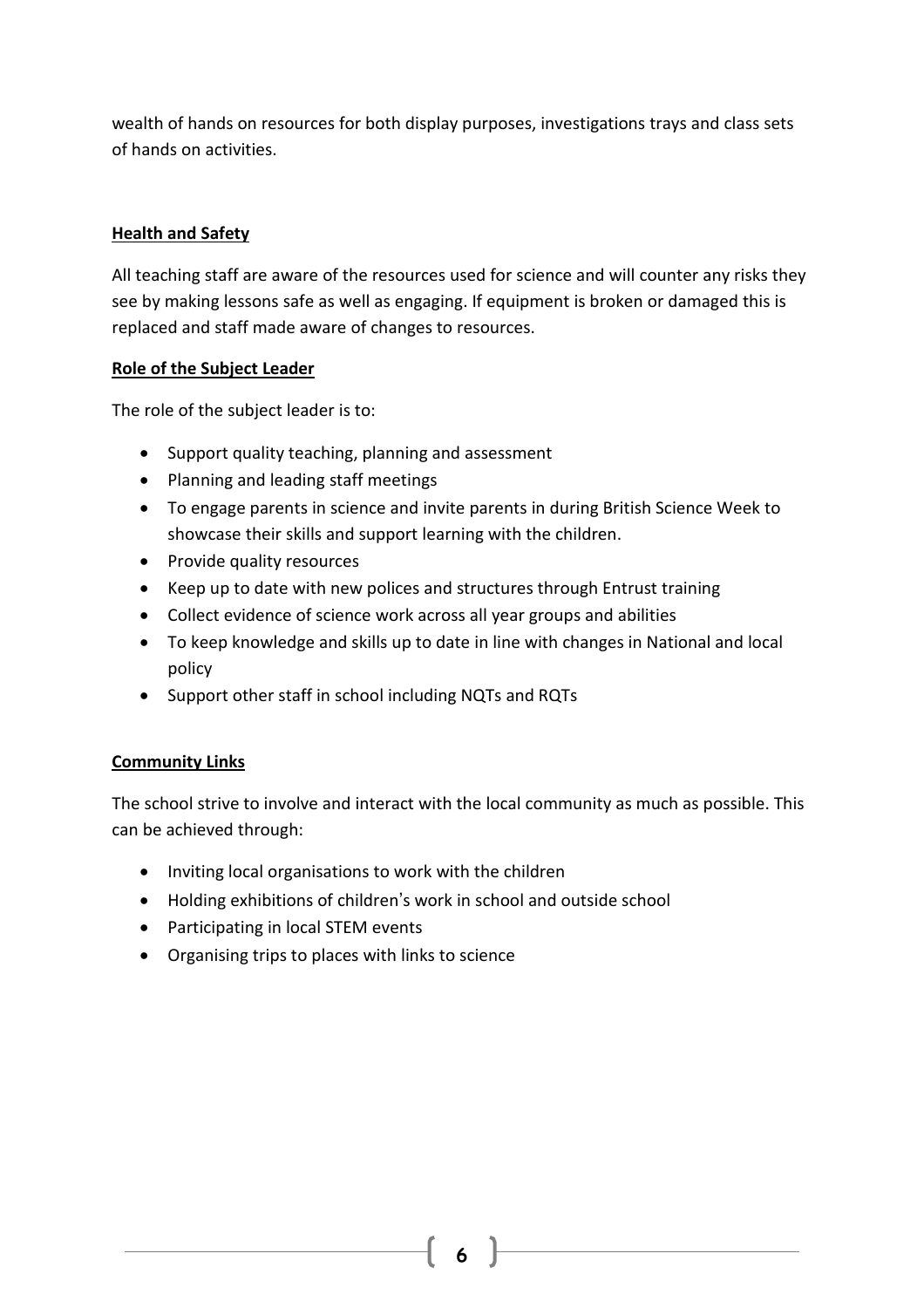wealth of hands on resources for both display purposes, investigations trays and class sets of hands on activities.

**Health and Safety**

All teaching staff are aware of the resources used for science and will counter any risks they see by making lessons safe as well as engaging. If equipment is broken or damaged this is replaced and staff made aware of changes to resources.

**Role of the Subject Leader**

The role of the subject leader is to:

- Support quality teaching, planning and assessment
- Planning and leading staff meetings
- To engage parents in science and invite parents in during British Science Week to showcase their skills and support learning with the children.
- Provide quality resources
- Keep up to date with new polices and structures through Entrust training
- Collect evidence of science work across all year groups and abilities
- To keep knowledge and skills up to date in line with changes in National and local policy
- Support other staff in school including NQTs and RQTs

**Community Links**

The school strive to involve and interact with the local community as much as possible. This can be achieved through:

- Inviting local organisations to work with the children
- Holding exhibitions of children's work in school and outside school
- Participating in local STEM events
- Organising trips to places with links to science